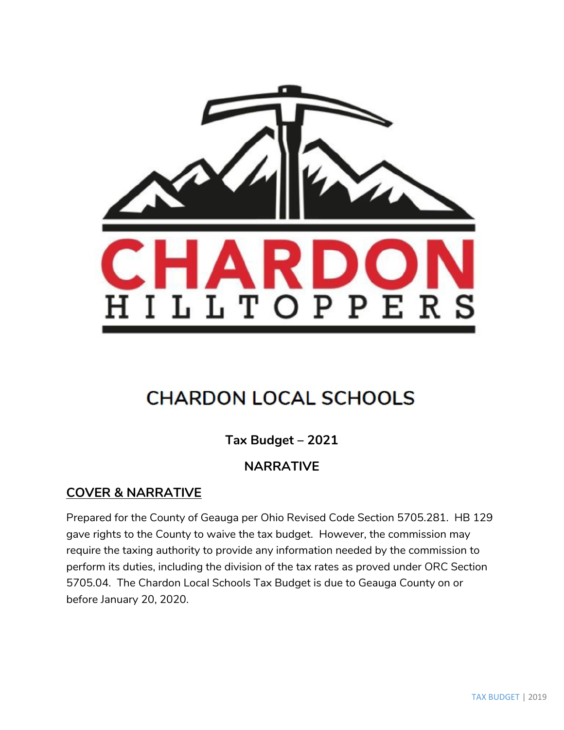# CHARDON HILLTOPPERS

## CHARDON LOCAL SCHOOLS

**Tax Budget – 2021**

**NARRATIVE**

## COVER & NARRATIVE

Prepared for the County of Geauga per Ohio Revised Code Section 5705.281. HB 129 gave rights to the County to waive the tax budget. However, the commission may require the taxing authority to provide any information needed by the commission to perform its duties, including the division of the tax rates as proved under ORC Section 5705.04. The Chardon Local Schools Tax Budget is due to Geauga County on or before January 20, 2020.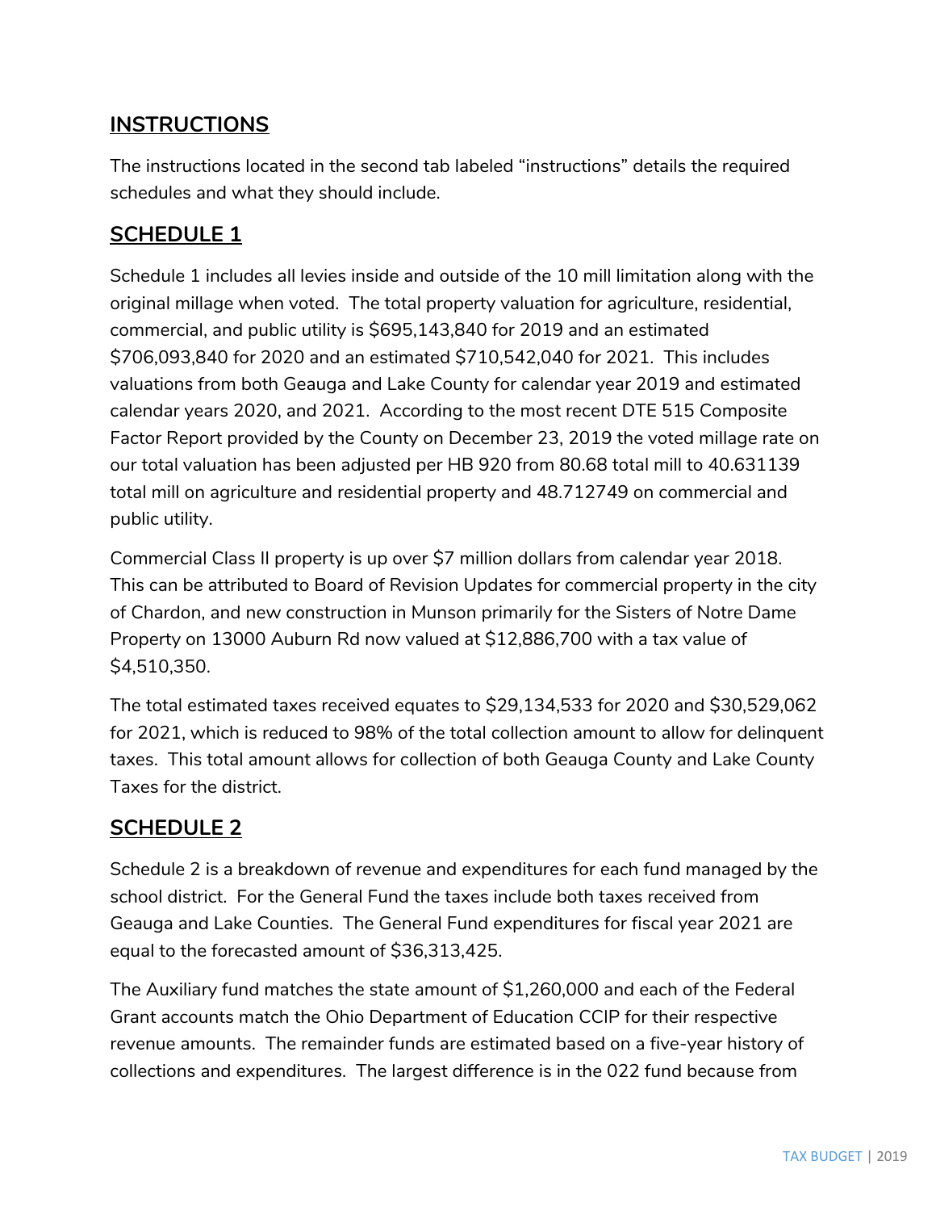## INSTRUCTIONS

The instructions located in the second tab labeled "instructions" details the required schedules and what they should include.

## SCHEDULE 1

Schedule 1 includes all levies inside and outside of the 10 mill limitation along with the original millage when voted. The total property valuation for agriculture, residential, commercial, and public utility is $695,143,840 for 2019 and an estimated $706,093,840 for 2020 and an estimated $710,542,040 for 2021. This includes valuations from both Geauga and Lake County for calendar year 2019 and estimated calendar years 2020, and 2021. According to the most recent DTE 515 Composite Factor Report provided by the County on December 23, 2019 the voted millage rate on our total valuation has been adjusted per HB 920 from 80.68 total mill to 40.631139 total mill on agriculture and residential property and 48.712749 on commercial and public utility.

Commercial Class II property is up over $7 million dollars from calendar year 2018. This can be attributed to Board of Revision Updates for commercial property in the city of Chardon, and new construction in Munson primarily for the Sisters of Notre Dame Property on 13000 Auburn Rd now valued at $12,886,700 with a tax value of $4,510,350.

The total estimated taxes received equates to $29,134,533 for 2020 and $30,529,062 for 2021, which is reduced to 98% of the total collection amount to allow for delinquent taxes. This total amount allows for collection of both Geauga County and Lake County Taxes for the district.

## SCHEDULE 2

Schedule 2 is a breakdown of revenue and expenditures for each fund managed by the school district. For the General Fund the taxes include both taxes received from Geauga and Lake Counties. The General Fund expenditures for fiscal year 2021 are equal to the forecasted amount of $36,313,425.

The Auxiliary fund matches the state amount of $1,260,000 and each of the Federal Grant accounts match the Ohio Department of Education CCIP for their respective revenue amounts. The remainder funds are estimated based on a five-year history of collections and expenditures. The largest difference is in the 022 fund because from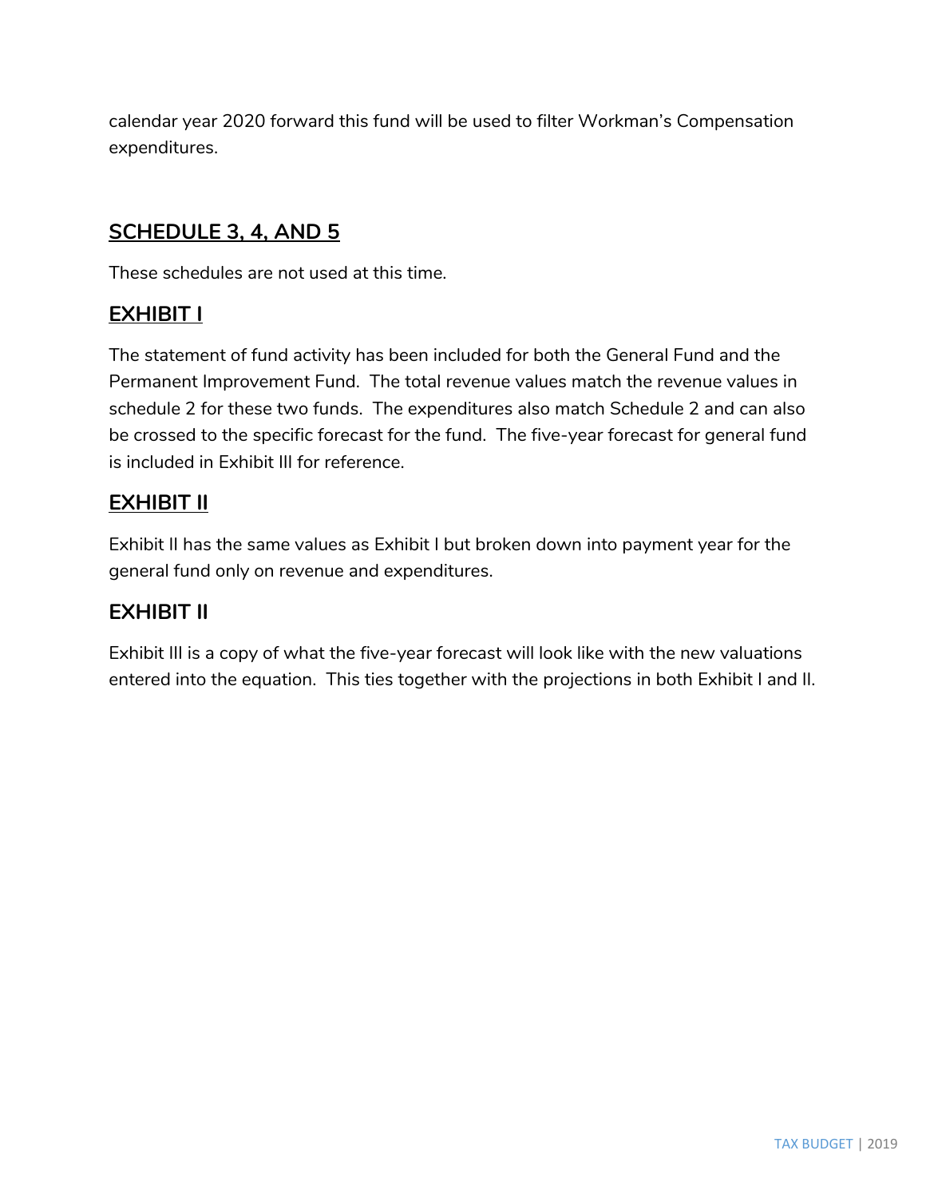calendar year 2020 forward this fund will be used to filter Workman's Compensation expenditures.

## SCHEDULE 3, 4, AND 5

These schedules are not used at this time.

## EXHIBIT I

The statement of fund activity has been included for both the General Fund and the Permanent Improvement Fund. The total revenue values match the revenue values in schedule 2 for these two funds. The expenditures also match Schedule 2 and can also be crossed to the specific forecast for the fund. The five-year forecast for general fund is included in Exhibit III for reference.

## EXHIBIT II

Exhibit II has the same values as Exhibit I but broken down into payment year for the general fund only on revenue and expenditures.

## EXHIBIT II

Exhibit III is a copy of what the five-year forecast will look like with the new valuations entered into the equation. This ties together with the projections in both Exhibit I and II.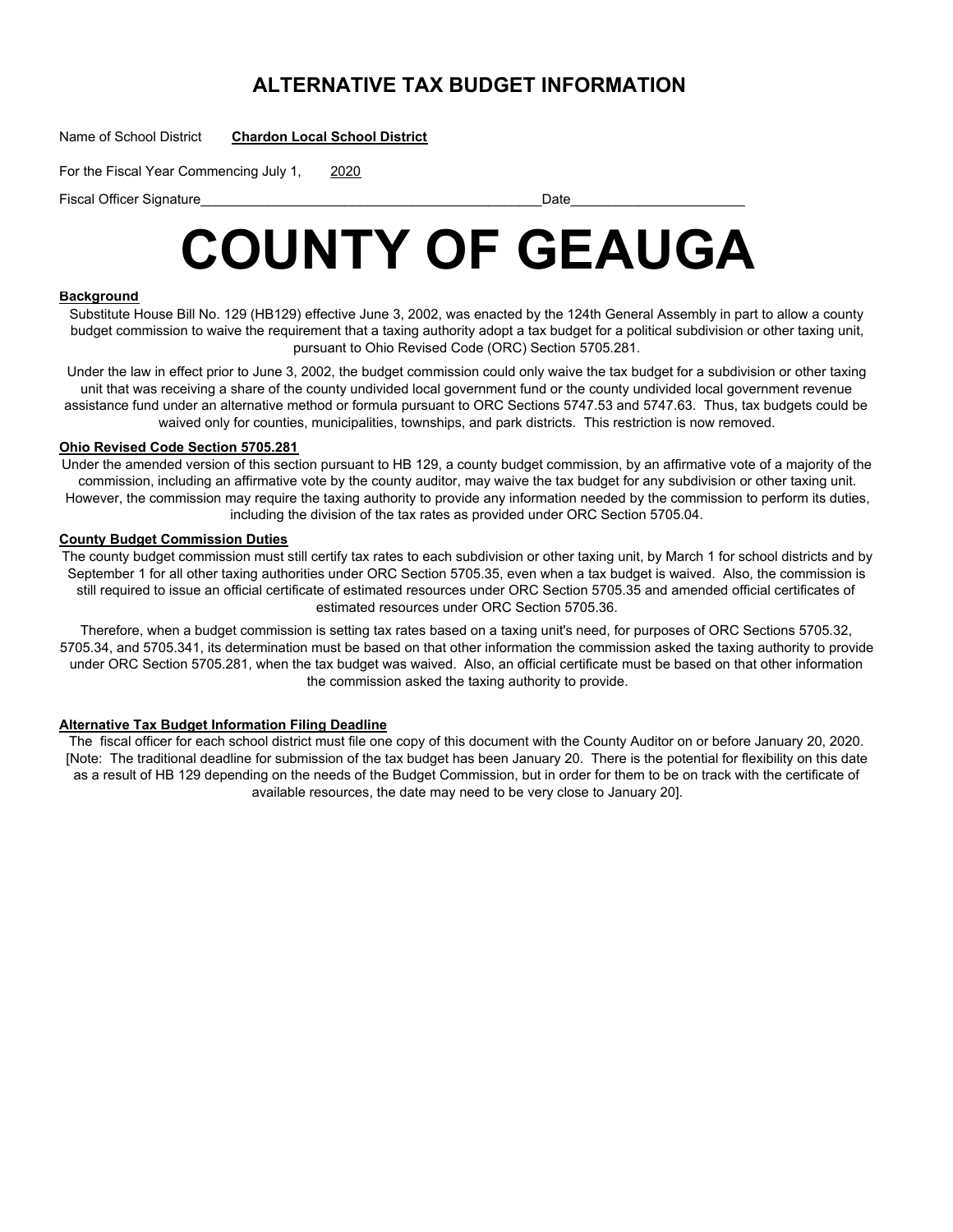# ALTERNATIVE TAX BUDGET INFORMATION

Name of School District **Chardon Local School District**

For the Fiscal Year Commencing July 1, 2020

Fiscal Officer Signature_____________________________________________Date_______________________

# COUNTY OF GEAUGA

**Background**

Substitute House Bill No. 129 (HB129) effective June 3, 2002, was enacted by the 124th General Assembly in part to allow a county budget commission to waive the requirement that a taxing authority adopt a tax budget for a political subdivision or other taxing unit, pursuant to Ohio Revised Code (ORC) Section 5705.281.

Under the law in effect prior to June 3, 2002, the budget commission could only waive the tax budget for a subdivision or other taxing unit that was receiving a share of the county undivided local government fund or the county undivided local government revenue assistance fund under an alternative method or formula pursuant to ORC Sections 5747.53 and 5747.63. Thus, tax budgets could be waived only for counties, municipalities, townships, and park districts. This restriction is now removed.

**Ohio Revised Code Section 5705.281**

Under the amended version of this section pursuant to HB 129, a county budget commission, by an affirmative vote of a majority of the commission, including an affirmative vote by the county auditor, may waive the tax budget for any subdivision or other taxing unit. However, the commission may require the taxing authority to provide any information needed by the commission to perform its duties, including the division of the tax rates as provided under ORC Section 5705.04.

**County Budget Commission Duties**

The county budget commission must still certify tax rates to each subdivision or other taxing unit, by March 1 for school districts and by September 1 for all other taxing authorities under ORC Section 5705.35, even when a tax budget is waived. Also, the commission is still required to issue an official certificate of estimated resources under ORC Section 5705.35 and amended official certificates of estimated resources under ORC Section 5705.36.

Therefore, when a budget commission is setting tax rates based on a taxing unit's need, for purposes of ORC Sections 5705.32, 5705.34, and 5705.341, its determination must be based on that other information the commission asked the taxing authority to provide under ORC Section 5705.281, when the tax budget was waived. Also, an official certificate must be based on that other information the commission asked the taxing authority to provide.

**Alternative Tax Budget Information Filing Deadline**

The fiscal officer for each school district must file one copy of this document with the County Auditor on or before January 20, 2020. [Note: The traditional deadline for submission of the tax budget has been January 20. There is the potential for flexibility on this date as a result of HB 129 depending on the needs of the Budget Commission, but in order for them to be on track with the certificate of available resources, the date may need to be very close to January 20].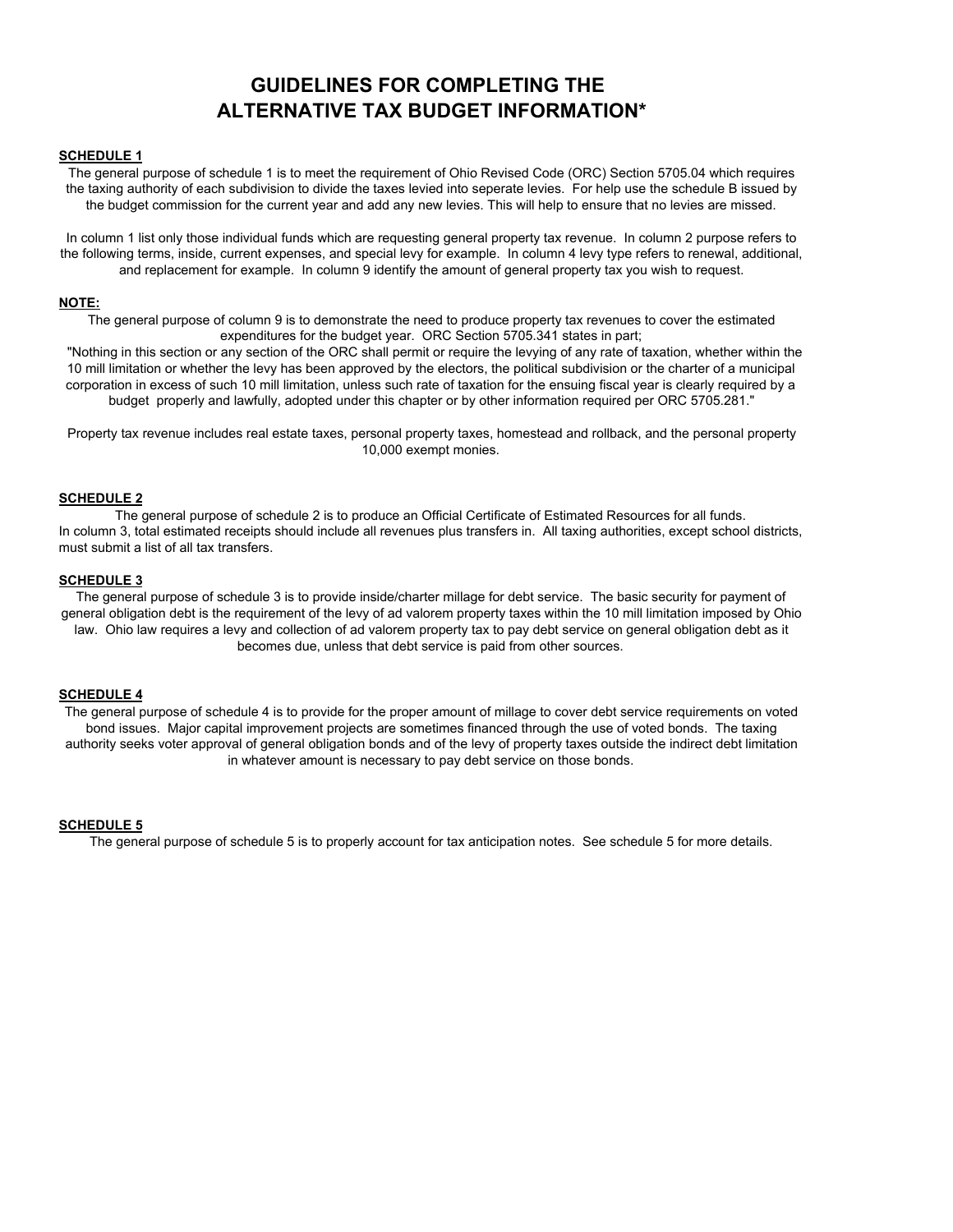# GUIDELINES FOR COMPLETING THE ALTERNATIVE TAX BUDGET INFORMATION*

**SCHEDULE 1**

The general purpose of schedule 1 is to meet the requirement of Ohio Revised Code (ORC) Section 5705.04 which requires the taxing authority of each subdivision to divide the taxes levied into seperate levies. For help use the schedule B issued by the budget commission for the current year and add any new levies. This will help to ensure that no levies are missed.

In column 1 list only those individual funds which are requesting general property tax revenue. In column 2 purpose refers to the following terms, inside, current expenses, and special levy for example. In column 4 levy type refers to renewal, additional, and replacement for example. In column 9 identify the amount of general property tax you wish to request.

**NOTE:**

The general purpose of column 9 is to demonstrate the need to produce property tax revenues to cover the estimated expenditures for the budget year. ORC Section 5705.341 states in part;
"Nothing in this section or any section of the ORC shall permit or require the levying of any rate of taxation, whether within the 10 mill limitation or whether the levy has been approved by the electors, the political subdivision or the charter of a municipal corporation in excess of such 10 mill limitation, unless such rate of taxation for the ensuing fiscal year is clearly required by a budget properly and lawfully, adopted under this chapter or by other information required per ORC 5705.281."

Property tax revenue includes real estate taxes, personal property taxes, homestead and rollback, and the personal property 10,000 exempt monies.

**SCHEDULE 2**

The general purpose of schedule 2 is to produce an Official Certificate of Estimated Resources for all funds. In column 3, total estimated receipts should include all revenues plus transfers in. All taxing authorities, except school districts, must submit a list of all tax transfers.

**SCHEDULE 3**

The general purpose of schedule 3 is to provide inside/charter millage for debt service. The basic security for payment of general obligation debt is the requirement of the levy of ad valorem property taxes within the 10 mill limitation imposed by Ohio law. Ohio law requires a levy and collection of ad valorem property tax to pay debt service on general obligation debt as it becomes due, unless that debt service is paid from other sources.

**SCHEDULE 4**

The general purpose of schedule 4 is to provide for the proper amount of millage to cover debt service requirements on voted bond issues. Major capital improvement projects are sometimes financed through the use of voted bonds. The taxing authority seeks voter approval of general obligation bonds and of the levy of property taxes outside the indirect debt limitation in whatever amount is necessary to pay debt service on those bonds.

**SCHEDULE 5**

The general purpose of schedule 5 is to properly account for tax anticipation notes. See schedule 5 for more details.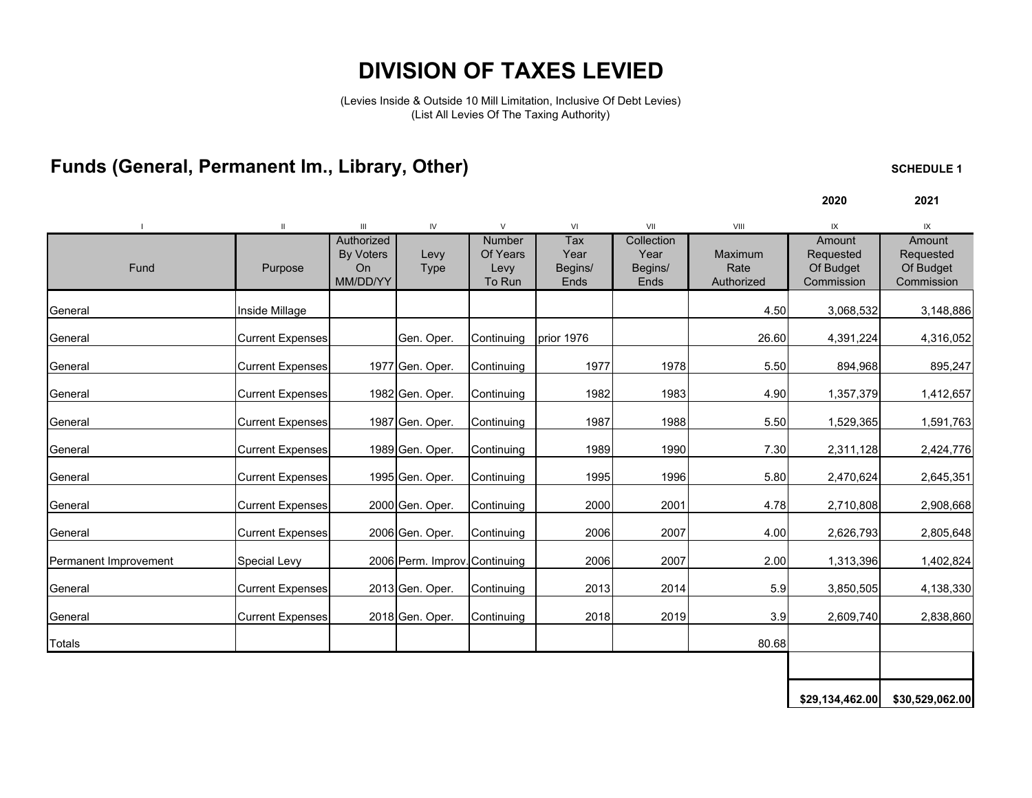# DIVISION OF TAXES LEVIED

(Levies Inside & Outside 10 Mill Limitation, Inclusive Of Debt Levies)
(List All Levies Of The Taxing Authority)

## Funds (General, Permanent Im., Library, Other)

**SCHEDULE 1**

| I | II | III | IV | V | VI | VII | VIII | IX | IX |
|---|---|---|---|---|---|---|---|---|---|
| | | | | | | | | **2020** | **2021** |
| Fund | Purpose | Authorized By Voters On MM/DD/YY | Levy Type | Number Of Years Levy To Run | Tax Year Begins/ Ends | Collection Year Begins/ Ends | Maximum Rate Authorized | Amount Requested Of Budget Commission | Amount Requested Of Budget Commission |
| General | Inside Millage | | | | | | 4.50 | 3,068,532 | 3,148,886 |
| General | Current Expenses | | Gen. Oper. | Continuing | prior 1976 | | 26.60 | 4,391,224 | 4,316,052 |
| General | Current Expenses | 1977 | Gen. Oper. | Continuing | 1977 | 1978 | 5.50 | 894,968 | 895,247 |
| General | Current Expenses | 1982 | Gen. Oper. | Continuing | 1982 | 1983 | 4.90 | 1,357,379 | 1,412,657 |
| General | Current Expenses | 1987 | Gen. Oper. | Continuing | 1987 | 1988 | 5.50 | 1,529,365 | 1,591,763 |
| General | Current Expenses | 1989 | Gen. Oper. | Continuing | 1989 | 1990 | 7.30 | 2,311,128 | 2,424,776 |
| General | Current Expenses | 1995 | Gen. Oper. | Continuing | 1995 | 1996 | 5.80 | 2,470,624 | 2,645,351 |
| General | Current Expenses | 2000 | Gen. Oper. | Continuing | 2000 | 2001 | 4.78 | 2,710,808 | 2,908,668 |
| General | Current Expenses | 2006 | Gen. Oper. | Continuing | 2006 | 2007 | 4.00 | 2,626,793 | 2,805,648 |
| Permanent Improvement | Special Levy | 2006 | Perm. Improv. | Continuing | 2006 | 2007 | 2.00 | 1,313,396 | 1,402,824 |
| General | Current Expenses | 2013 | Gen. Oper. | Continuing | 2013 | 2014 | 5.9 | 3,850,505 | 4,138,330 |
| General | Current Expenses | 2018 | Gen. Oper. | Continuing | 2018 | 2019 | 3.9 | 2,609,740 | 2,838,860 |
| Totals | | | | | | | 80.68 | | |
| | | | | | | | | **$29,134,462.00** | **$30,529,062.00** |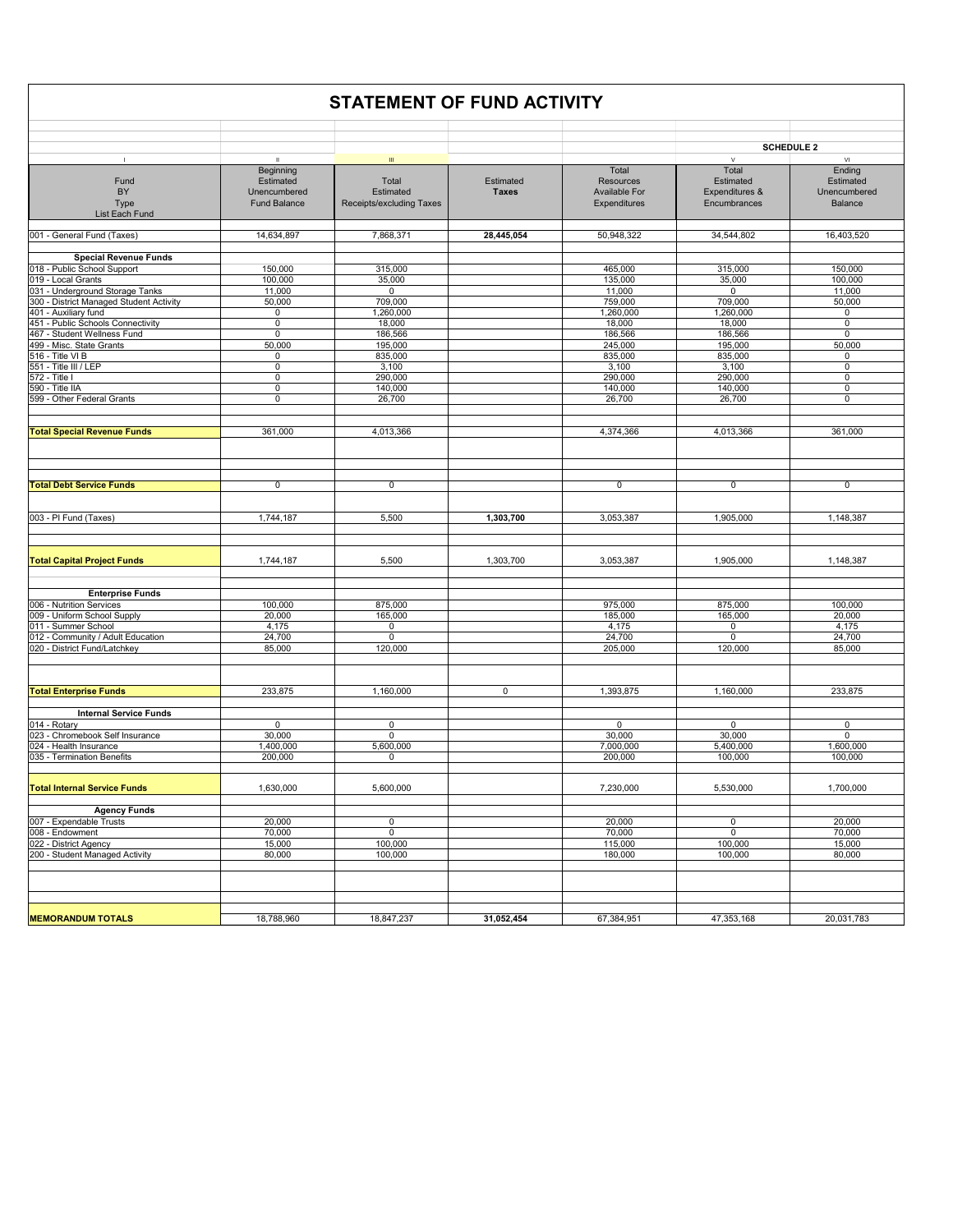# STATEMENT OF FUND ACTIVITY

**SCHEDULE 2**

| I | II | III | | | V | VI |
|---|---|---|---|---|---|---|
| Fund BY Type List Each Fund | Beginning Estimated Unencumbered Fund Balance | Total Estimated Receipts/excluding Taxes | Estimated **Taxes** | Total Resources Available For Expenditures | Total Estimated Expenditures & Encumbrances | Ending Estimated Unencumbered Balance |
| 001 - General Fund (Taxes) | 14,634,897 | 7,868,371 | **28,445,054** | 50,948,322 | 34,544,802 | 16,403,520 |
| **Special Revenue Funds** | | | | | | |
| 018 - Public School Support | 150,000 | 315,000 | | 465,000 | 315,000 | 150,000 |
| 019 - Local Grants | 100,000 | 35,000 | | 135,000 | 35,000 | 100,000 |
| 031 - Underground Storage Tanks | 11,000 | 0 | | 11,000 | 0 | 11,000 |
| 300 - District Managed Student Activity | 50,000 | 709,000 | | 759,000 | 709,000 | 50,000 |
| 401 - Auxiliary fund | 0 | 1,260,000 | | 1,260,000 | 1,260,000 | 0 |
| 451 - Public Schools Connectivity | 0 | 18,000 | | 18,000 | 18,000 | 0 |
| 467 - Student Wellness Fund | 0 | 186,566 | | 186,566 | 186,566 | 0 |
| 499 - Misc. State Grants | 50,000 | 195,000 | | 245,000 | 195,000 | 50,000 |
| 516 - Title VI B | 0 | 835,000 | | 835,000 | 835,000 | 0 |
| 551 - Title III / LEP | 0 | 3,100 | | 3,100 | 3,100 | 0 |
| 572 - Title I | 0 | 290,000 | | 290,000 | 290,000 | 0 |
| 590 - Title IIA | 0 | 140,000 | | 140,000 | 140,000 | 0 |
| 599 - Other Federal Grants | 0 | 26,700 | | 26,700 | 26,700 | 0 |
| **Total Special Revenue Funds** | 361,000 | 4,013,366 | | 4,374,366 | 4,013,366 | 361,000 |
| **Total Debt Service Funds** | 0 | 0 | | 0 | 0 | 0 |
| 003 - PI Fund (Taxes) | 1,744,187 | 5,500 | **1,303,700** | 3,053,387 | 1,905,000 | 1,148,387 |
| **Total Capital Project Funds** | 1,744,187 | 5,500 | 1,303,700 | 3,053,387 | 1,905,000 | 1,148,387 |
| **Enterprise Funds** | | | | | | |
| 006 - Nutrition Services | 100,000 | 875,000 | | 975,000 | 875,000 | 100,000 |
| 009 - Uniform School Supply | 20,000 | 165,000 | | 185,000 | 165,000 | 20,000 |
| 011 - Summer School | 4,175 | 0 | | 4,175 | 0 | 4,175 |
| 012 - Community / Adult Education | 24,700 | 0 | | 24,700 | 0 | 24,700 |
| 020 - District Fund/Latchkey | 85,000 | 120,000 | | 205,000 | 120,000 | 85,000 |
| **Total Enterprise Funds** | 233,875 | 1,160,000 | 0 | 1,393,875 | 1,160,000 | 233,875 |
| **Internal Service Funds** | | | | | | |
| 014 - Rotary | 0 | 0 | | 0 | 0 | 0 |
| 023 - Chromebook Self Insurance | 30,000 | 0 | | 30,000 | 30,000 | 0 |
| 024 - Health Insurance | 1,400,000 | 5,600,000 | | 7,000,000 | 5,400,000 | 1,600,000 |
| 035 - Termination Benefits | 200,000 | 0 | | 200,000 | 100,000 | 100,000 |
| **Total Internal Service Funds** | 1,630,000 | 5,600,000 | | 7,230,000 | 5,530,000 | 1,700,000 |
| **Agency Funds** | | | | | | |
| 007 - Expendable Trusts | 20,000 | 0 | | 20,000 | 0 | 20,000 |
| 008 - Endowment | 70,000 | 0 | | 70,000 | 0 | 70,000 |
| 022 - District Agency | 15,000 | 100,000 | | 115,000 | 100,000 | 15,000 |
| 200 - Student Managed Activity | 80,000 | 100,000 | | 180,000 | 100,000 | 80,000 |
| **MEMORANDUM TOTALS** | 18,788,960 | 18,847,237 | **31,052,454** | 67,384,951 | 47,353,168 | 20,031,783 |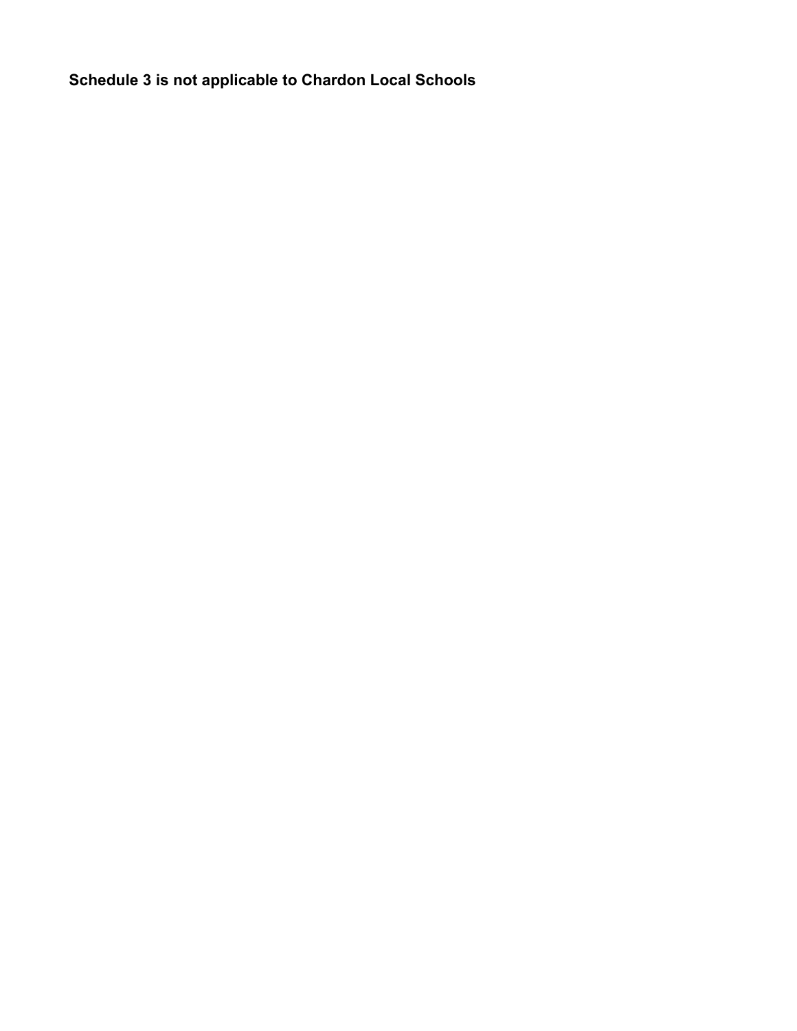**Schedule 3 is not applicable to Chardon Local Schools**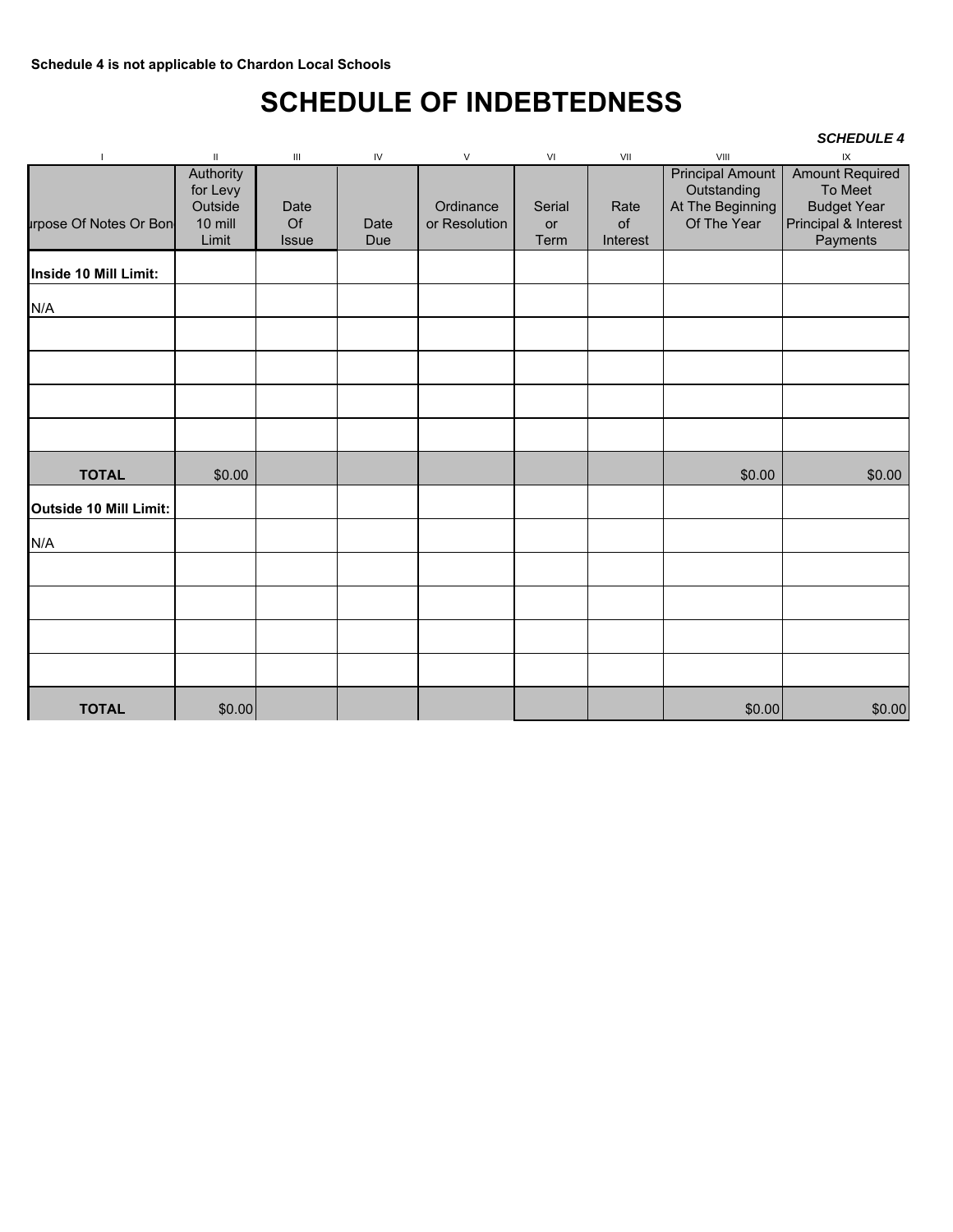**Schedule 4 is not applicable to Chardon Local Schools**

# SCHEDULE OF INDEBTEDNESS

***SCHEDULE 4***

| I | II | III | IV | V | VI | VII | VIII | IX |
|---|---|---|---|---|---|---|---|---|
| urpose Of Notes Or Bon | Authority for Levy Outside 10 mill Limit | Date Of Issue | Date Due | Ordinance or Resolution | Serial or Term | Rate of Interest | Principal Amount Outstanding At The Beginning Of The Year | Amount Required To Meet Budget Year Principal & Interest Payments |
| **Inside 10 Mill Limit:** | | | | | | | | |
| N/A | | | | | | | | |
| | | | | | | | | |
| | | | | | | | | |
| | | | | | | | | |
| | | | | | | | | |
| **TOTAL** | $0.00 | | | | | | $0.00 | $0.00 |
| **Outside 10 Mill Limit:** | | | | | | | | |
| N/A | | | | | | | | |
| | | | | | | | | |
| | | | | | | | | |
| | | | | | | | | |
| | | | | | | | | |
| **TOTAL** | $0.00 | | | | | | $0.00 | $0.00 |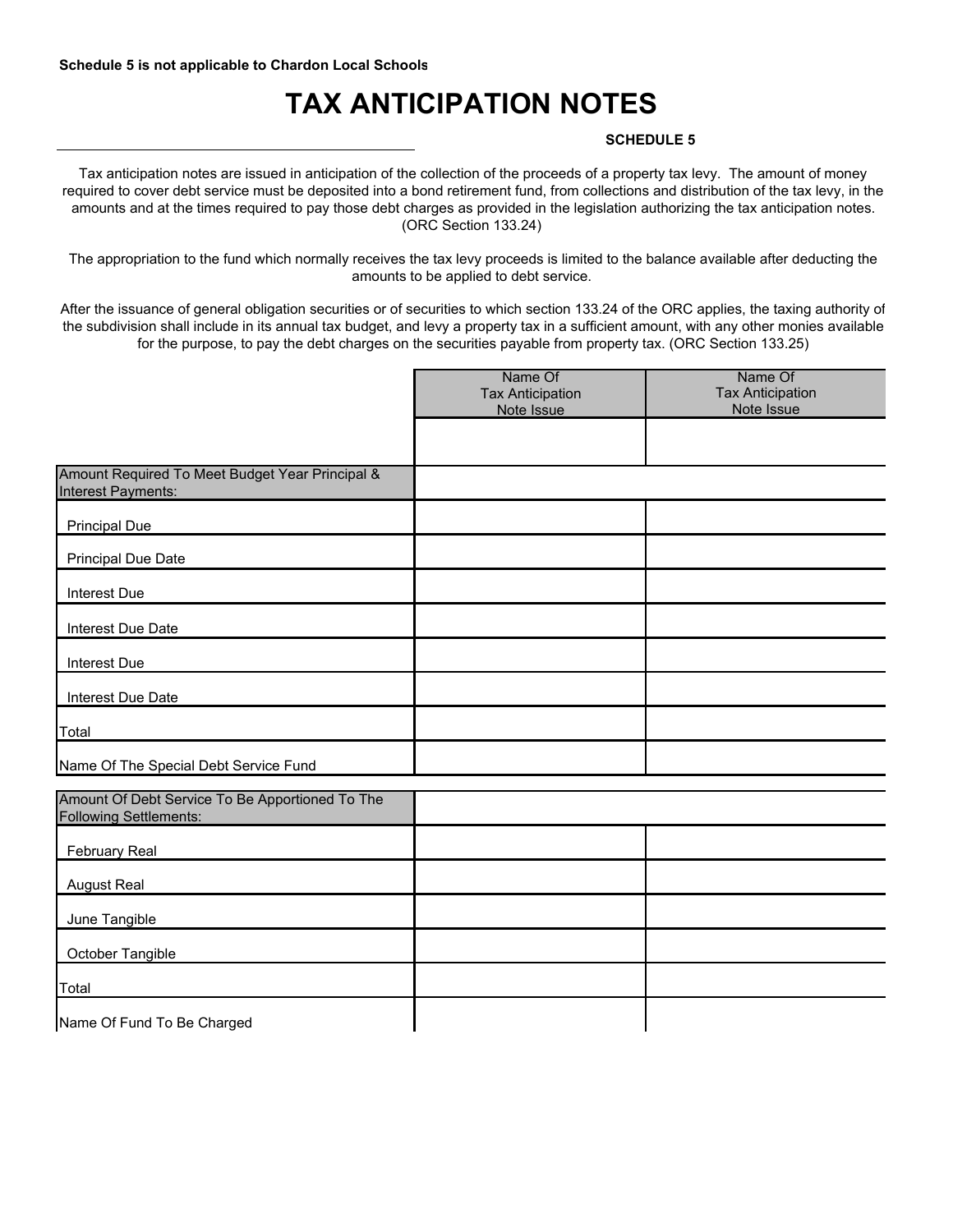**Schedule 5 is not applicable to Chardon Local Schools**

# TAX ANTICIPATION NOTES

**SCHEDULE 5**

Tax anticipation notes are issued in anticipation of the collection of the proceeds of a property tax levy. The amount of money required to cover debt service must be deposited into a bond retirement fund, from collections and distribution of the tax levy, in the amounts and at the times required to pay those debt charges as provided in the legislation authorizing the tax anticipation notes. (ORC Section 133.24)

The appropriation to the fund which normally receives the tax levy proceeds is limited to the balance available after deducting the amounts to be applied to debt service.

After the issuance of general obligation securities or of securities to which section 133.24 of the ORC applies, the taxing authority of the subdivision shall include in its annual tax budget, and levy a property tax in a sufficient amount, with any other monies available for the purpose, to pay the debt charges on the securities payable from property tax. (ORC Section 133.25)

| | Name Of Tax Anticipation Note Issue | Name Of Tax Anticipation Note Issue |
|---|---|---|
| | | |
| **Amount Required To Meet Budget Year Principal & Interest Payments:** | | |
| Principal Due | | |
| Principal Due Date | | |
| Interest Due | | |
| Interest Due Date | | |
| Interest Due | | |
| Interest Due Date | | |
| Total | | |
| Name Of The Special Debt Service Fund | | |
| **Amount Of Debt Service To Be Apportioned To The Following Settlements:** | | |
| February Real | | |
| August Real | | |
| June Tangible | | |
| October Tangible | | |
| Total | | |
| Name Of Fund To Be Charged | | |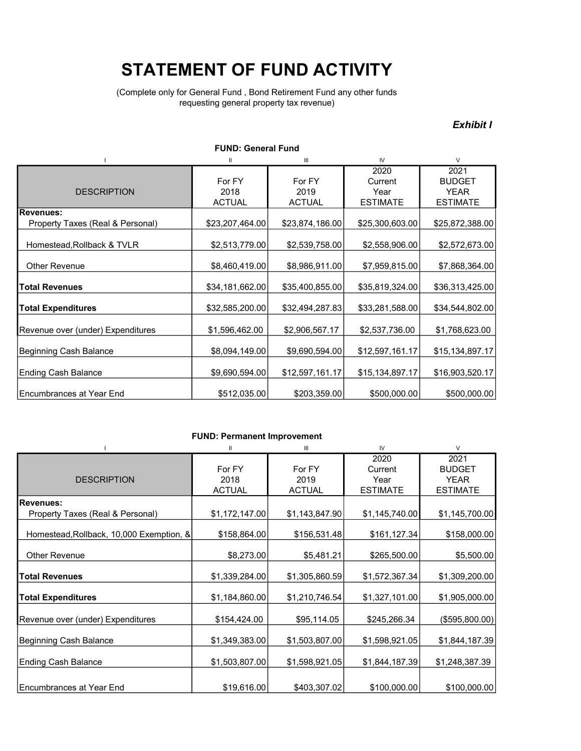# STATEMENT OF FUND ACTIVITY

(Complete only for General Fund , Bond Retirement Fund any other funds requesting general property tax revenue)

***Exhibit I***

**FUND: General Fund**

| I | II | III | IV | V |
|---|---|---|---|---|
| DESCRIPTION | For FY 2018 ACTUAL | For FY 2019 ACTUAL | 2020 Current Year ESTIMATE | 2021 BUDGET YEAR ESTIMATE |
| **Revenues:** | | | | |
| Property Taxes (Real & Personal) | $23,207,464.00 | $23,874,186.00 | $25,300,603.00 | $25,872,388.00 |
| Homestead,Rollback & TVLR | $2,513,779.00 | $2,539,758.00 | $2,558,906.00 | $2,572,673.00 |
| Other Revenue | $8,460,419.00 | $8,986,911.00 | $7,959,815.00 | $7,868,364.00 |
| **Total Revenues** | $34,181,662.00 | $35,400,855.00 | $35,819,324.00 | $36,313,425.00 |
| **Total Expenditures** | $32,585,200.00 | $32,494,287.83 | $33,281,588.00 | $34,544,802.00 |
| Revenue over (under) Expenditures | $1,596,462.00 | $2,906,567.17 | $2,537,736.00 | $1,768,623.00 |
| Beginning Cash Balance | $8,094,149.00 | $9,690,594.00 | $12,597,161.17 | $15,134,897.17 |
| Ending Cash Balance | $9,690,594.00 | $12,597,161.17 | $15,134,897.17 | $16,903,520.17 |
| Encumbrances at Year End | $512,035.00 | $203,359.00 | $500,000.00 | $500,000.00 |

**FUND: Permanent Improvement**

| I | II | III | IV | V |
|---|---|---|---|---|
| DESCRIPTION | For FY 2018 ACTUAL | For FY 2019 ACTUAL | 2020 Current Year ESTIMATE | 2021 BUDGET YEAR ESTIMATE |
| **Revenues:** | | | | |
| Property Taxes (Real & Personal) | $1,172,147.00 | $1,143,847.90 | $1,145,740.00 | $1,145,700.00 |
| Homestead,Rollback, 10,000 Exemption, & | $158,864.00 | $156,531.48 | $161,127.34 | $158,000.00 |
| Other Revenue | $8,273.00 | $5,481.21 | $265,500.00 | $5,500.00 |
| **Total Revenues** | $1,339,284.00 | $1,305,860.59 | $1,572,367.34 | $1,309,200.00 |
| **Total Expenditures** | $1,184,860.00 | $1,210,746.54 | $1,327,101.00 | $1,905,000.00 |
| Revenue over (under) Expenditures | $154,424.00 | $95,114.05 | $245,266.34 | ($595,800.00) |
| Beginning Cash Balance | $1,349,383.00 | $1,503,807.00 | $1,598,921.05 | $1,844,187.39 |
| Ending Cash Balance | $1,503,807.00 | $1,598,921.05 | $1,844,187.39 | $1,248,387.39 |
| Encumbrances at Year End | $19,616.00 | $403,307.02 | $100,000.00 | $100,000.00 |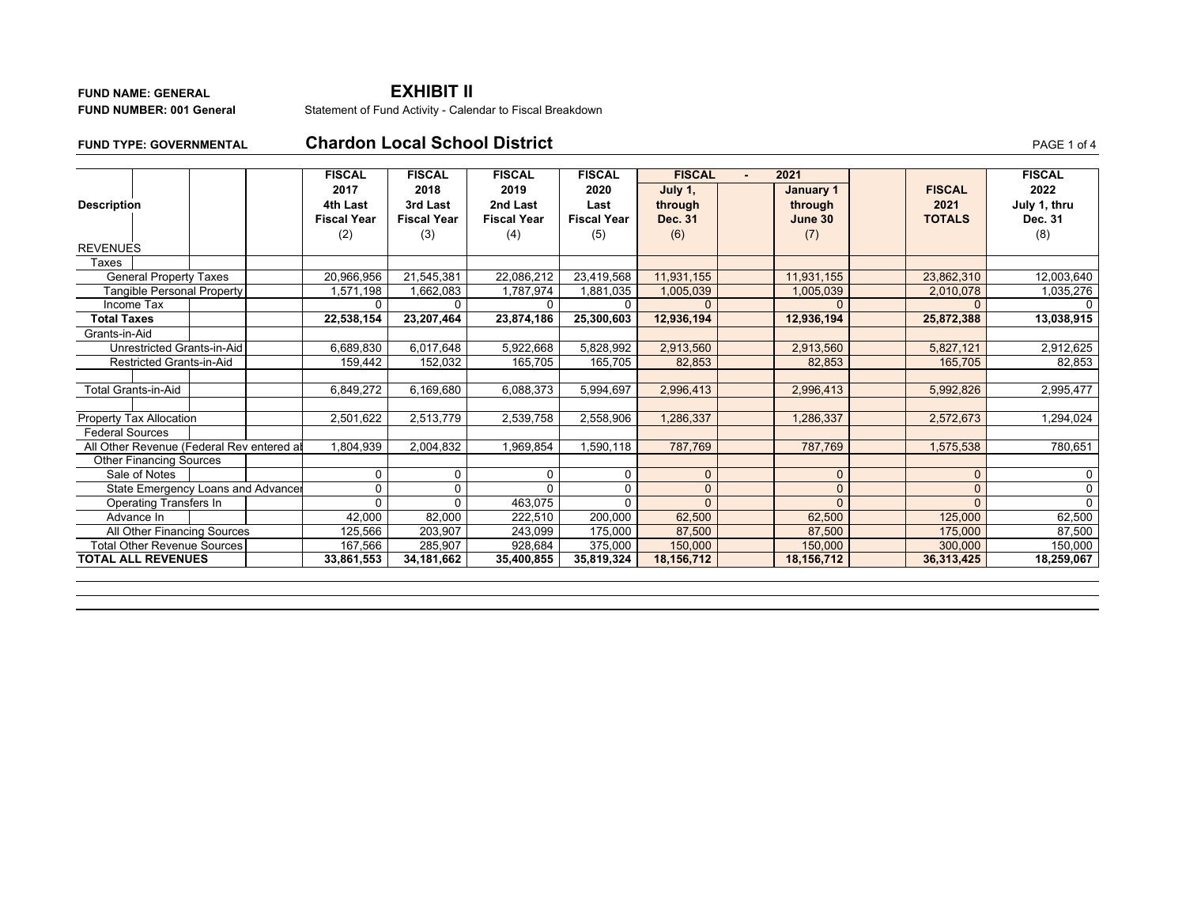**FUND NAME: GENERAL**
**FUND NUMBER: 001 General**

# EXHIBIT II

Statement of Fund Activity - Calendar to Fiscal Breakdown

**FUND TYPE: GOVERNMENTAL**

## Chardon Local School District

| Description | FISCAL 2017 4th Last Fiscal Year (2) | FISCAL 2018 3rd Last Fiscal Year (3) | FISCAL 2019 2nd Last Fiscal Year (4) | FISCAL 2020 Last Fiscal Year (5) | FISCAL - 2021 July 1, through Dec. 31 (6) | FISCAL - 2021 January 1 through June 30 (7) | FISCAL 2021 TOTALS | FISCAL 2022 July 1, thru Dec. 31 (8) |
|---|---|---|---|---|---|---|---|---|
| REVENUES | | | | | | | | |
| Taxes | | | | | | | | |
| General Property Taxes | 20,966,956 | 21,545,381 | 22,086,212 | 23,419,568 | 11,931,155 | 11,931,155 | 23,862,310 | 12,003,640 |
| Tangible Personal Property | 1,571,198 | 1,662,083 | 1,787,974 | 1,881,035 | 1,005,039 | 1,005,039 | 2,010,078 | 1,035,276 |
| Income Tax | 0 | 0 | 0 | 0 | 0 | 0 | 0 | 0 |
| **Total Taxes** | **22,538,154** | **23,207,464** | **23,874,186** | **25,300,603** | **12,936,194** | **12,936,194** | **25,872,388** | **13,038,915** |
| Grants-in-Aid | | | | | | | | |
| Unrestricted Grants-in-Aid | 6,689,830 | 6,017,648 | 5,922,668 | 5,828,992 | 2,913,560 | 2,913,560 | 5,827,121 | 2,912,625 |
| Restricted Grants-in-Aid | 159,442 | 152,032 | 165,705 | 165,705 | 82,853 | 82,853 | 165,705 | 82,853 |
| Total Grants-in-Aid | 6,849,272 | 6,169,680 | 6,088,373 | 5,994,697 | 2,996,413 | 2,996,413 | 5,992,826 | 2,995,477 |
| Property Tax Allocation | 2,501,622 | 2,513,779 | 2,539,758 | 2,558,906 | 1,286,337 | 1,286,337 | 2,572,673 | 1,294,024 |
| Federal Sources | | | | | | | | |
| All Other Revenue (Federal Rev entered al | 1,804,939 | 2,004,832 | 1,969,854 | 1,590,118 | 787,769 | 787,769 | 1,575,538 | 780,651 |
| Other Financing Sources | | | | | | | | |
| Sale of Notes | 0 | 0 | 0 | 0 | 0 | 0 | 0 | 0 |
| State Emergency Loans and Advancer | 0 | 0 | 0 | 0 | 0 | 0 | 0 | 0 |
| Operating Transfers In | 0 | 0 | 463,075 | 0 | 0 | 0 | 0 | 0 |
| Advance In | 42,000 | 82,000 | 222,510 | 200,000 | 62,500 | 62,500 | 125,000 | 62,500 |
| All Other Financing Sources | 125,566 | 203,907 | 243,099 | 175,000 | 87,500 | 87,500 | 175,000 | 87,500 |
| Total Other Revenue Sources | 167,566 | 285,907 | 928,684 | 375,000 | 150,000 | 150,000 | 300,000 | 150,000 |
| **TOTAL ALL REVENUES** | **33,861,553** | **34,181,662** | **35,400,855** | **35,819,324** | **18,156,712** | **18,156,712** | **36,313,425** | **18,259,067** |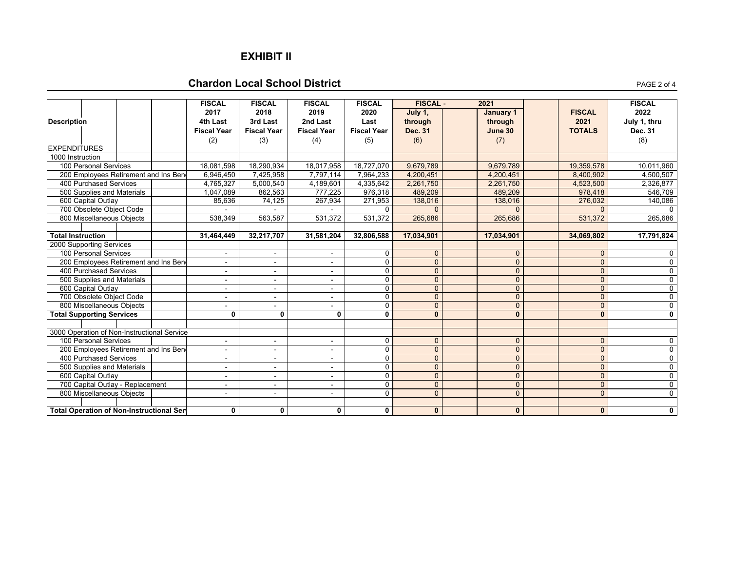# EXHIBIT II

## Chardon Local School District

| Description | FISCAL 2017 4th Last Fiscal Year (2) | FISCAL 2018 3rd Last Fiscal Year (3) | FISCAL 2019 2nd Last Fiscal Year (4) | FISCAL 2020 Last Fiscal Year (5) | FISCAL - 2021 July 1, through Dec. 31 (6) | FISCAL - 2021 January 1 through June 30 (7) | FISCAL 2021 TOTALS | FISCAL 2022 July 1, thru Dec. 31 (8) |
|---|---|---|---|---|---|---|---|---|
| EXPENDITURES | | | | | | | | |
| 1000 Instruction | | | | | | | | |
| 100 Personal Services | 18,081,598 | 18,290,934 | 18,017,958 | 18,727,070 | 9,679,789 | 9,679,789 | 19,359,578 | 10,011,960 |
| 200 Employees Retirement and Ins Ben | 6,946,450 | 7,425,958 | 7,797,114 | 7,964,233 | 4,200,451 | 4,200,451 | 8,400,902 | 4,500,507 |
| 400 Purchased Services | 4,765,327 | 5,000,540 | 4,189,601 | 4,335,642 | 2,261,750 | 2,261,750 | 4,523,500 | 2,326,877 |
| 500 Supplies and Materials | 1,047,089 | 862,563 | 777,225 | 976,318 | 489,209 | 489,209 | 978,418 | 546,709 |
| 600 Capital Outlay | 85,636 | 74,125 | 267,934 | 271,953 | 138,016 | 138,016 | 276,032 | 140,086 |
| 700 Obsolete Object Code | - | - | - | 0 | 0 | 0 | 0 | 0 |
| 800 Miscellaneous Objects | 538,349 | 563,587 | 531,372 | 531,372 | 265,686 | 265,686 | 531,372 | 265,686 |
| **Total Instruction** | **31,464,449** | **32,217,707** | **31,581,204** | **32,806,588** | **17,034,901** | **17,034,901** | **34,069,802** | **17,791,824** |
| 2000 Supporting Services | | | | | | | | |
| 100 Personal Services | - | - | - | 0 | 0 | 0 | 0 | 0 |
| 200 Employees Retirement and Ins Ben | - | - | - | 0 | 0 | 0 | 0 | 0 |
| 400 Purchased Services | - | - | - | 0 | 0 | 0 | 0 | 0 |
| 500 Supplies and Materials | - | - | - | 0 | 0 | 0 | 0 | 0 |
| 600 Capital Outlay | - | - | - | 0 | 0 | 0 | 0 | 0 |
| 700 Obsolete Object Code | - | - | - | 0 | 0 | 0 | 0 | 0 |
| 800 Miscellaneous Objects | - | - | - | 0 | 0 | 0 | 0 | 0 |
| **Total Supporting Services** | **0** | **0** | **0** | **0** | **0** | **0** | **0** | **0** |
| 3000 Operation of Non-Instructional Service | | | | | | | | |
| 100 Personal Services | - | - | - | 0 | 0 | 0 | 0 | 0 |
| 200 Employees Retirement and Ins Ben | - | - | - | 0 | 0 | 0 | 0 | 0 |
| 400 Purchased Services | - | - | - | 0 | 0 | 0 | 0 | 0 |
| 500 Supplies and Materials | - | - | - | 0 | 0 | 0 | 0 | 0 |
| 600 Capital Outlay | - | - | - | 0 | 0 | 0 | 0 | 0 |
| 700 Capital Outlay - Replacement | - | - | - | 0 | 0 | 0 | 0 | 0 |
| 800 Miscellaneous Objects | - | - | - | 0 | 0 | 0 | 0 | 0 |
| **Total Operation of Non-Instructional Serv** | **0** | **0** | **0** | **0** | **0** | **0** | **0** | **0** |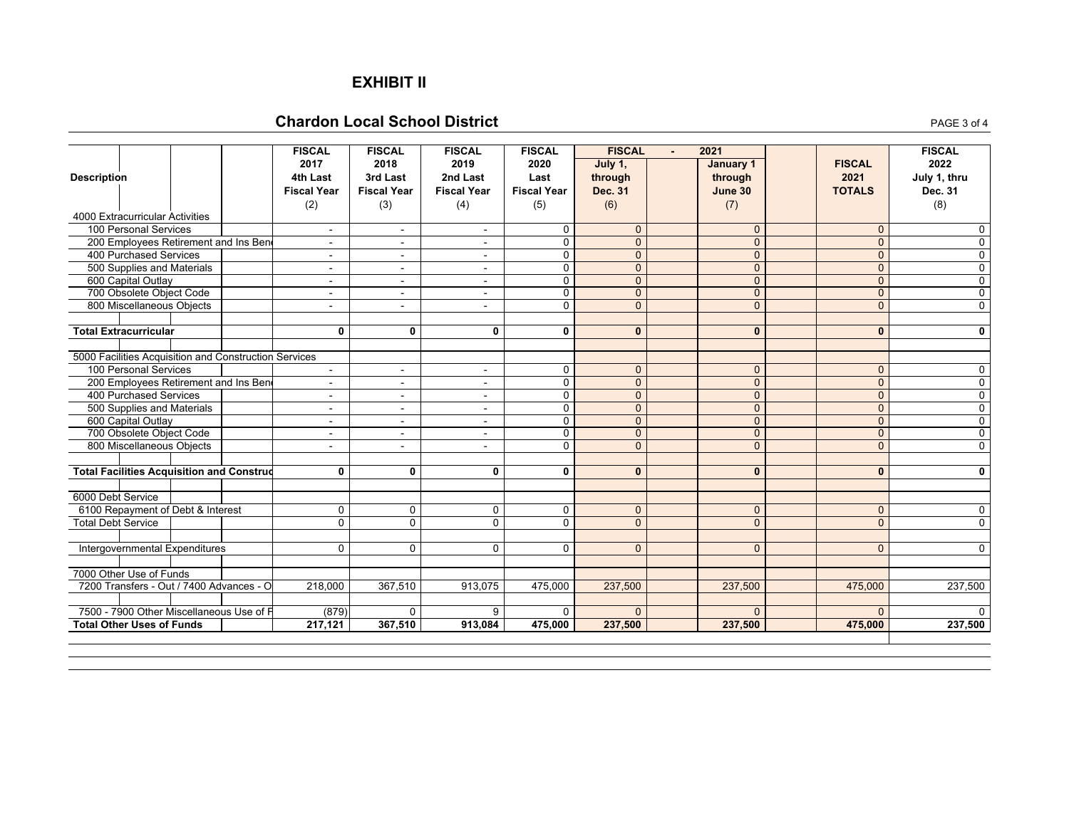# EXHIBIT II

## Chardon Local School District

| Description | FISCAL 2017 4th Last Fiscal Year (2) | FISCAL 2018 3rd Last Fiscal Year (3) | FISCAL 2019 2nd Last Fiscal Year (4) | FISCAL 2020 Last Fiscal Year (5) | FISCAL - 2021 July 1, through Dec. 31 (6) | January 1 through June 30 (7) | FISCAL 2021 TOTALS | FISCAL 2022 July 1, thru Dec. 31 (8) |
|---|---|---|---|---|---|---|---|---|
| 4000 Extracurricular Activities | | | | | | | | |
| 100 Personal Services | - | - | - | 0 | 0 | 0 | 0 | 0 |
| 200 Employees Retirement and Ins Bene | - | - | - | 0 | 0 | 0 | 0 | 0 |
| 400 Purchased Services | - | - | - | 0 | 0 | 0 | 0 | 0 |
| 500 Supplies and Materials | - | - | - | 0 | 0 | 0 | 0 | 0 |
| 600 Capital Outlay | - | - | - | 0 | 0 | 0 | 0 | 0 |
| 700 Obsolete Object Code | - | - | - | 0 | 0 | 0 | 0 | 0 |
| 800 Miscellaneous Objects | - | - | - | 0 | 0 | 0 | 0 | 0 |
| **Total Extracurricular** | **0** | **0** | **0** | **0** | **0** | **0** | **0** | **0** |
| 5000 Facilities Acquisition and Construction Services | | | | | | | | |
| 100 Personal Services | - | - | - | 0 | 0 | 0 | 0 | 0 |
| 200 Employees Retirement and Ins Bene | - | - | - | 0 | 0 | 0 | 0 | 0 |
| 400 Purchased Services | - | - | - | 0 | 0 | 0 | 0 | 0 |
| 500 Supplies and Materials | - | - | - | 0 | 0 | 0 | 0 | 0 |
| 600 Capital Outlay | - | - | - | 0 | 0 | 0 | 0 | 0 |
| 700 Obsolete Object Code | - | - | - | 0 | 0 | 0 | 0 | 0 |
| 800 Miscellaneous Objects | - | - | - | 0 | 0 | 0 | 0 | 0 |
| **Total Facilities Acquisition and Construc** | **0** | **0** | **0** | **0** | **0** | **0** | **0** | **0** |
| 6000 Debt Service | | | | | | | | |
| 6100 Repayment of Debt & Interest | 0 | 0 | 0 | 0 | 0 | 0 | 0 | 0 |
| Total Debt Service | 0 | 0 | 0 | 0 | 0 | 0 | 0 | 0 |
| Intergovernmental Expenditures | 0 | 0 | 0 | 0 | 0 | 0 | 0 | 0 |
| 7000 Other Use of Funds | | | | | | | | |
| 7200 Transfers - Out / 7400 Advances - O | 218,000 | 367,510 | 913,075 | 475,000 | 237,500 | 237,500 | 475,000 | 237,500 |
| 7500 - 7900 Other Miscellaneous Use of F | (879) | 0 | 9 | 0 | 0 | 0 | 0 | 0 |
| **Total Other Uses of Funds** | **217,121** | **367,510** | **913,084** | **475,000** | **237,500** | **237,500** | **475,000** | **237,500** |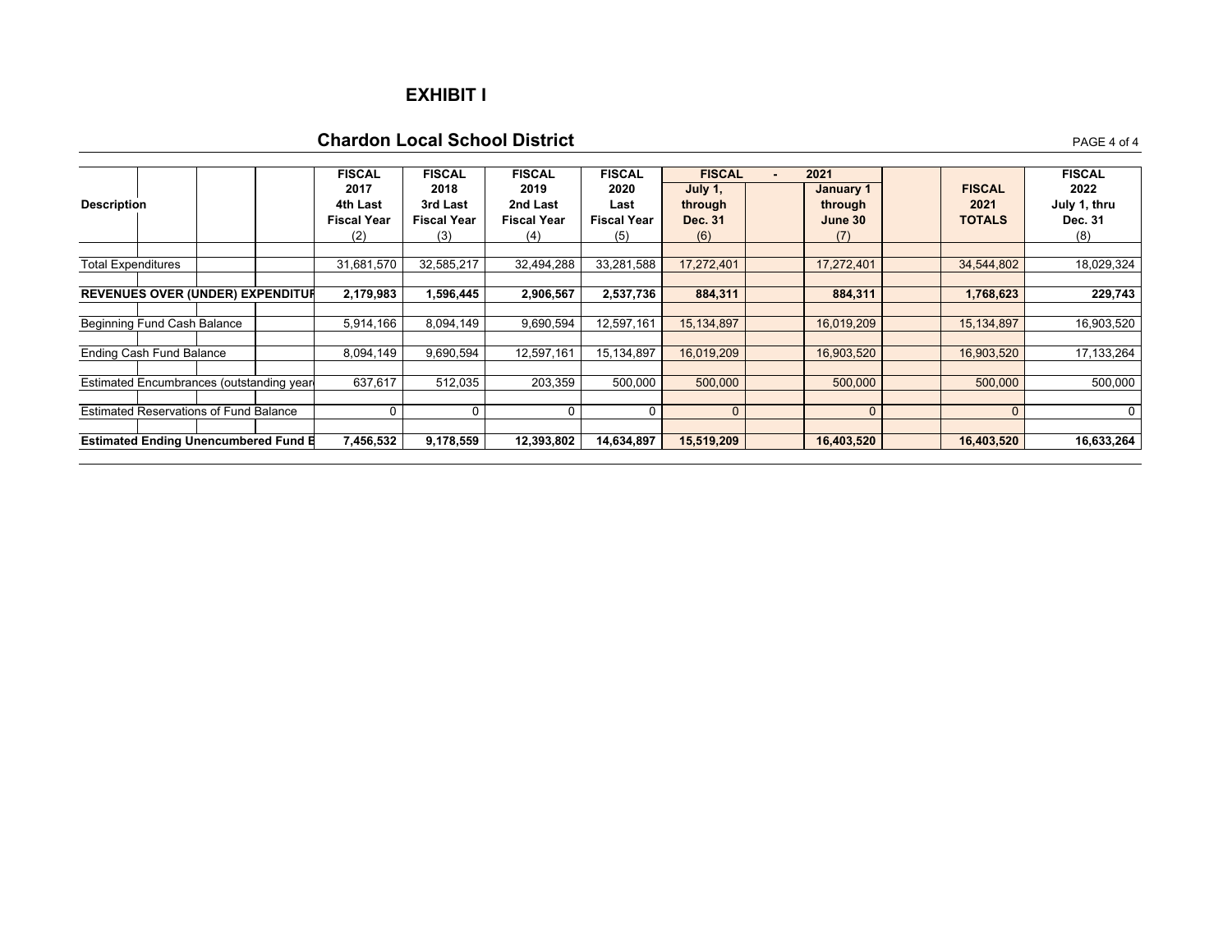# EXHIBIT I

## Chardon Local School District

| Description | FISCAL 2017 4th Last Fiscal Year (2) | FISCAL 2018 3rd Last Fiscal Year (3) | FISCAL 2019 2nd Last Fiscal Year (4) | FISCAL 2020 Last Fiscal Year (5) | FISCAL - 2021 July 1, through Dec. 31 (6) | January 1 through June 30 (7) | FISCAL 2021 TOTALS | FISCAL 2022 July 1, thru Dec. 31 (8) |
|---|---|---|---|---|---|---|---|---|
| Total Expenditures | 31,681,570 | 32,585,217 | 32,494,288 | 33,281,588 | 17,272,401 | 17,272,401 | 34,544,802 | 18,029,324 |
| **REVENUES OVER (UNDER) EXPENDITUR** | **2,179,983** | **1,596,445** | **2,906,567** | **2,537,736** | **884,311** | **884,311** | **1,768,623** | **229,743** |
| Beginning Fund Cash Balance | 5,914,166 | 8,094,149 | 9,690,594 | 12,597,161 | 15,134,897 | 16,019,209 | 15,134,897 | 16,903,520 |
| Ending Cash Fund Balance | 8,094,149 | 9,690,594 | 12,597,161 | 15,134,897 | 16,019,209 | 16,903,520 | 16,903,520 | 17,133,264 |
| Estimated Encumbrances (outstanding year | 637,617 | 512,035 | 203,359 | 500,000 | 500,000 | 500,000 | 500,000 | 500,000 |
| Estimated Reservations of Fund Balance | 0 | 0 | 0 | 0 | 0 | 0 | 0 | 0 |
| **Estimated Ending Unencumbered Fund B** | **7,456,532** | **9,178,559** | **12,393,802** | **14,634,897** | **15,519,209** | **16,403,520** | **16,403,520** | **16,633,264** |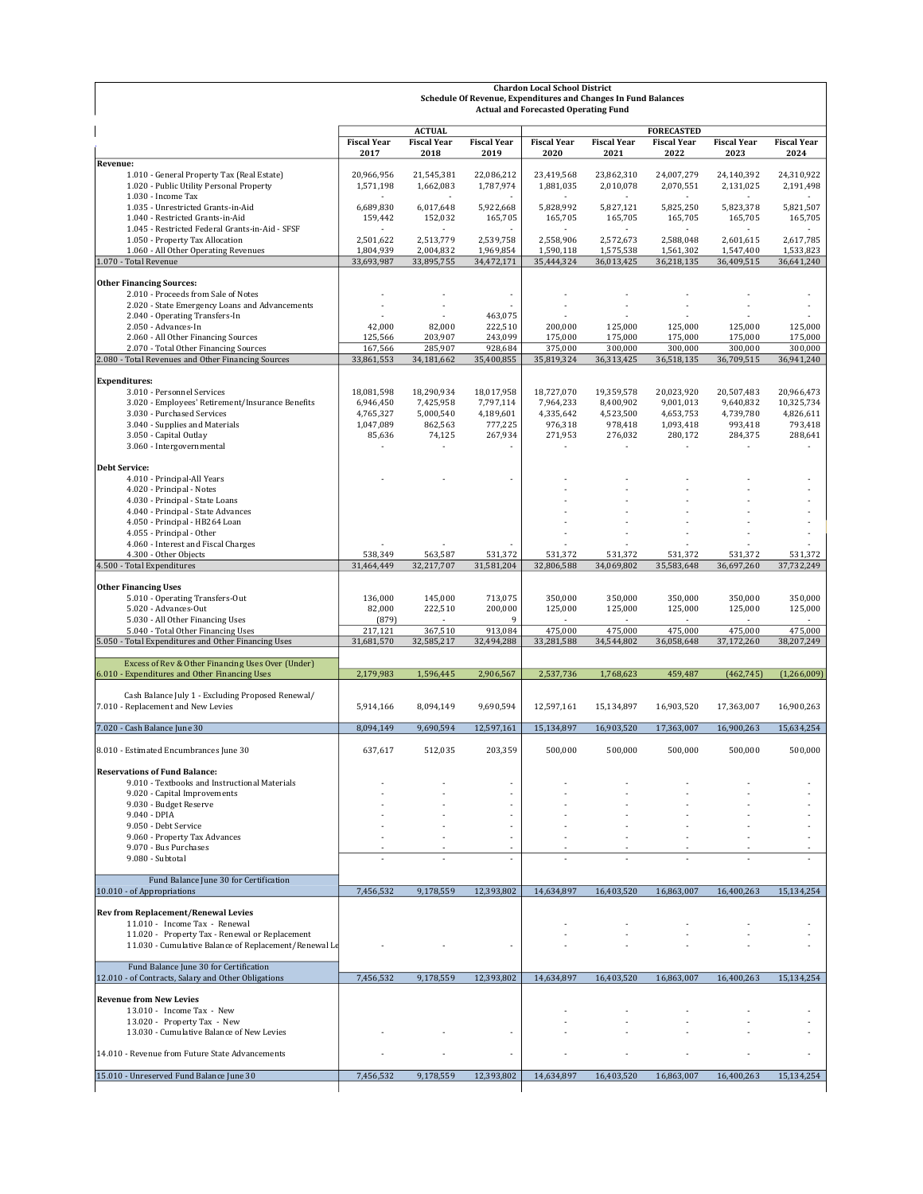**Chardon Local School District**
**Schedule Of Revenue, Expenditures and Changes In Fund Balances**
**Actual and Forecasted Operating Fund**

| | ACTUAL | | | FORECASTED | | | | |
|---|---|---|---|---|---|---|---|---|
| | Fiscal Year 2017 | Fiscal Year 2018 | Fiscal Year 2019 | Fiscal Year 2020 | Fiscal Year 2021 | Fiscal Year 2022 | Fiscal Year 2023 | Fiscal Year 2024 |
| **Revenue:** | | | | | | | | |
| 1.010 - General Property Tax (Real Estate) | 20,966,956 | 21,545,381 | 22,086,212 | 23,419,568 | 23,862,310 | 24,007,279 | 24,140,392 | 24,310,922 |
| 1.020 - Public Utility Personal Property | 1,571,198 | 1,662,083 | 1,787,974 | 1,881,035 | 2,010,078 | 2,070,551 | 2,131,025 | 2,191,498 |
| 1.030 - Income Tax | - | - | - | - | - | - | - | - |
| 1.035 - Unrestricted Grants-in-Aid | 6,689,830 | 6,017,648 | 5,922,668 | 5,828,992 | 5,827,121 | 5,825,250 | 5,823,378 | 5,821,507 |
| 1.040 - Restricted Grants-in-Aid | 159,442 | 152,032 | 165,705 | 165,705 | 165,705 | 165,705 | 165,705 | 165,705 |
| 1.045 - Restricted Federal Grants-in-Aid - SFSF | - | - | - | - | - | - | - | - |
| 1.050 - Property Tax Allocation | 2,501,622 | 2,513,779 | 2,539,758 | 2,558,906 | 2,572,673 | 2,588,048 | 2,601,615 | 2,617,785 |
| 1.060 - All Other Operating Revenues | 1,804,939 | 2,004,832 | 1,969,854 | 1,590,118 | 1,575,538 | 1,561,302 | 1,547,400 | 1,533,823 |
| 1.070 - Total Revenue | 33,693,987 | 33,895,755 | 34,472,171 | 35,444,324 | 36,013,425 | 36,218,135 | 36,409,515 | 36,641,240 |
| **Other Financing Sources:** | | | | | | | | |
| 2.010 - Proceeds from Sale of Notes | - | - | - | - | - | - | - | - |
| 2.020 - State Emergency Loans and Advancements | - | - | - | - | - | - | - | - |
| 2.040 - Operating Transfers-In | - | - | 463,075 | - | - | - | - | - |
| 2.050 - Advances-In | 42,000 | 82,000 | 222,510 | 200,000 | 125,000 | 125,000 | 125,000 | 125,000 |
| 2.060 - All Other Financing Sources | 125,566 | 203,907 | 243,099 | 175,000 | 175,000 | 175,000 | 175,000 | 175,000 |
| 2.070 - Total Other Financing Sources | 167,566 | 285,907 | 928,684 | 375,000 | 300,000 | 300,000 | 300,000 | 300,000 |
| 2.080 - Total Revenues and Other Financing Sources | 33,861,553 | 34,181,662 | 35,400,855 | 35,819,324 | 36,313,425 | 36,518,135 | 36,709,515 | 36,941,240 |
| **Expenditures:** | | | | | | | | |
| 3.010 - Personnel Services | 18,081,598 | 18,290,934 | 18,017,958 | 18,727,070 | 19,359,578 | 20,023,920 | 20,507,483 | 20,966,473 |
| 3.020 - Employees' Retirement/Insurance Benefits | 6,946,450 | 7,425,958 | 7,797,114 | 7,964,233 | 8,400,902 | 9,001,013 | 9,640,832 | 10,325,734 |
| 3.030 - Purchased Services | 4,765,327 | 5,000,540 | 4,189,601 | 4,335,642 | 4,523,500 | 4,653,753 | 4,739,780 | 4,826,611 |
| 3.040 - Supplies and Materials | 1,047,089 | 862,563 | 777,225 | 976,318 | 978,418 | 1,093,418 | 993,418 | 793,418 |
| 3.050 - Capital Outlay | 85,636 | 74,125 | 267,934 | 271,953 | 276,032 | 280,172 | 284,375 | 288,641 |
| 3.060 - Intergovernmental | - | - | - | - | - | - | - | - |
| **Debt Service:** | | | | | | | | |
| 4.010 - Principal-All Years | - | - | - | - | - | - | - | - |
| 4.020 - Principal - Notes | | | | - | - | - | - | - |
| 4.030 - Principal - State Loans | | | | - | - | - | - | - |
| 4.040 - Principal - State Advances | | | | - | - | - | - | - |
| 4.050 - Principal - HB264 Loan | | | | - | - | - | - | - |
| 4.055 - Principal - Other | | | | - | - | - | - | - |
| 4.060 - Interest and Fiscal Charges | - | - | - | - | - | - | - | - |
| 4.300 - Other Objects | 538,349 | 563,587 | 531,372 | 531,372 | 531,372 | 531,372 | 531,372 | 531,372 |
| 4.500 - Total Expenditures | 31,464,449 | 32,217,707 | 31,581,204 | 32,806,588 | 34,069,802 | 35,583,648 | 36,697,260 | 37,732,249 |
| **Other Financing Uses** | | | | | | | | |
| 5.010 - Operating Transfers-Out | 136,000 | 145,000 | 713,075 | 350,000 | 350,000 | 350,000 | 350,000 | 350,000 |
| 5.020 - Advances-Out | 82,000 | 222,510 | 200,000 | 125,000 | 125,000 | 125,000 | 125,000 | 125,000 |
| 5.030 - All Other Financing Uses | (879) | - | 9 | - | - | - | - | - |
| 5.040 - Total Other Financing Uses | 217,121 | 367,510 | 913,084 | 475,000 | 475,000 | 475,000 | 475,000 | 475,000 |
| 5.050 - Total Expenditures and Other Financing Uses | 31,681,570 | 32,585,217 | 32,494,288 | 33,281,588 | 34,544,802 | 36,058,648 | 37,172,260 | 38,207,249 |
| Excess of Rev & Other Financing Uses Over (Under) 6.010 - Expenditures and Other Financing Uses | 2,179,983 | 1,596,445 | 2,906,567 | 2,537,736 | 1,768,623 | 459,487 | (462,745) | (1,266,009) |
| Cash Balance July 1 - Excluding Proposed Renewal/ 7.010 - Replacement and New Levies | 5,914,166 | 8,094,149 | 9,690,594 | 12,597,161 | 15,134,897 | 16,903,520 | 17,363,007 | 16,900,263 |
| 7.020 - Cash Balance June 30 | 8,094,149 | 9,690,594 | 12,597,161 | 15,134,897 | 16,903,520 | 17,363,007 | 16,900,263 | 15,634,254 |
| 8.010 - Estimated Encumbrances June 30 | 637,617 | 512,035 | 203,359 | 500,000 | 500,000 | 500,000 | 500,000 | 500,000 |
| **Reservations of Fund Balance:** | | | | | | | | |
| 9.010 - Textbooks and Instructional Materials | - | - | - | - | - | - | - | - |
| 9.020 - Capital Improvements | - | - | - | - | - | - | - | - |
| 9.030 - Budget Reserve | - | - | - | - | - | - | - | - |
| 9.040 - DPIA | - | - | - | - | - | - | - | - |
| 9.050 - Debt Service | - | - | - | - | - | - | - | - |
| 9.060 - Property Tax Advances | - | - | - | - | - | - | - | - |
| 9.070 - Bus Purchases | - | - | - | - | - | - | - | - |
| 9.080 - Subtotal | - | - | - | - | - | - | - | - |
| Fund Balance June 30 for Certification 10.010 - of Appropriations | 7,456,532 | 9,178,559 | 12,393,802 | 14,634,897 | 16,403,520 | 16,863,007 | 16,400,263 | 15,134,254 |
| **Rev from Replacement/Renewal Levies** | | | | | | | | |
| 11.010 - Income Tax - Renewal | | | | - | - | - | - | - |
| 11.020 - Property Tax - Renewal or Replacement | | | | - | - | - | - | - |
| 11.030 - Cumulative Balance of Replacement/Renewal Le | - | - | - | - | - | - | - | - |
| Fund Balance June 30 for Certification 12.010 - of Contracts, Salary and Other Obligations | 7,456,532 | 9,178,559 | 12,393,802 | 14,634,897 | 16,403,520 | 16,863,007 | 16,400,263 | 15,134,254 |
| **Revenue from New Levies** | | | | | | | | |
| 13.010 - Income Tax - New | | | | - | - | - | - | - |
| 13.020 - Property Tax - New | | | | - | - | - | - | - |
| 13.030 - Cumulative Balance of New Levies | - | - | - | - | - | - | - | - |
| 14.010 - Revenue from Future State Advancements | - | - | - | - | - | - | - | - |
| 15.010 - Unreserved Fund Balance June 30 | 7,456,532 | 9,178,559 | 12,393,802 | 14,634,897 | 16,403,520 | 16,863,007 | 16,400,263 | 15,134,254 |